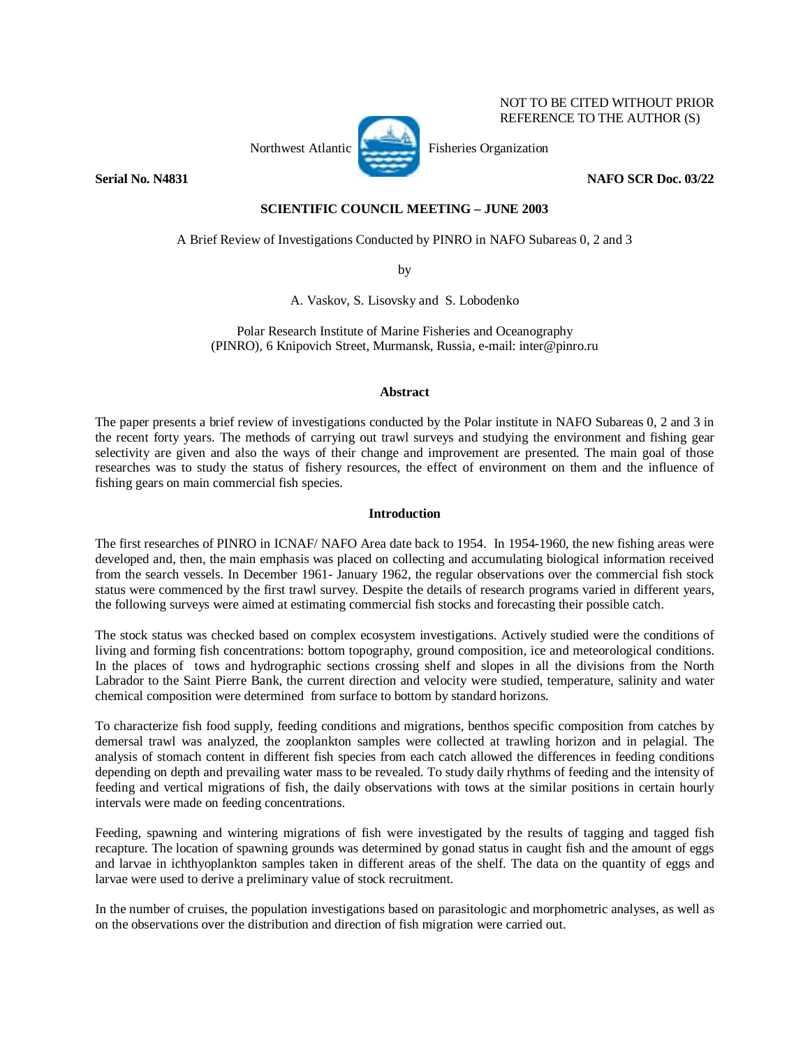NOT TO BE CITED WITHOUT PRIOR REFERENCE TO THE AUTHOR (S)

Northwest Atlantic Fisheries Organization

**Serial No. N4831** **NAFO SCR Doc. 03/22**

**SCIENTIFIC COUNCIL MEETING – JUNE 2003**

# A Brief Review of Investigations Conducted by PINRO in NAFO Subareas 0, 2 and 3

by

A. Vaskov, S. Lisovsky and S. Lobodenko

Polar Research Institute of Marine Fisheries and Oceanography (PINRO), 6 Knipovich Street, Murmansk, Russia, e-mail: inter@pinro.ru

## Abstract

The paper presents a brief review of investigations conducted by the Polar institute in NAFO Subareas 0, 2 and 3 in the recent forty years. The methods of carrying out trawl surveys and studying the environment and fishing gear selectivity are given and also the ways of their change and improvement are presented. The main goal of those researches was to study the status of fishery resources, the effect of environment on them and the influence of fishing gears on main commercial fish species.

## Introduction

The first researches of PINRO in ICNAF/ NAFO Area date back to 1954. In 1954-1960, the new fishing areas were developed and, then, the main emphasis was placed on collecting and accumulating biological information received from the search vessels. In December 1961- January 1962, the regular observations over the commercial fish stock status were commenced by the first trawl survey. Despite the details of research programs varied in different years, the following surveys were aimed at estimating commercial fish stocks and forecasting their possible catch.

The stock status was checked based on complex ecosystem investigations. Actively studied were the conditions of living and forming fish concentrations: bottom topography, ground composition, ice and meteorological conditions. In the places of tows and hydrographic sections crossing shelf and slopes in all the divisions from the North Labrador to the Saint Pierre Bank, the current direction and velocity were studied, temperature, salinity and water chemical composition were determined from surface to bottom by standard horizons.

To characterize fish food supply, feeding conditions and migrations, benthos specific composition from catches by demersal trawl was analyzed, the zooplankton samples were collected at trawling horizon and in pelagial. The analysis of stomach content in different fish species from each catch allowed the differences in feeding conditions depending on depth and prevailing water mass to be revealed. To study daily rhythms of feeding and the intensity of feeding and vertical migrations of fish, the daily observations with tows at the similar positions in certain hourly intervals were made on feeding concentrations.

Feeding, spawning and wintering migrations of fish were investigated by the results of tagging and tagged fish recapture. The location of spawning grounds was determined by gonad status in caught fish and the amount of eggs and larvae in ichthyoplankton samples taken in different areas of the shelf. The data on the quantity of eggs and larvae were used to derive a preliminary value of stock recruitment.

In the number of cruises, the population investigations based on parasitologic and morphometric analyses, as well as on the observations over the distribution and direction of fish migration were carried out.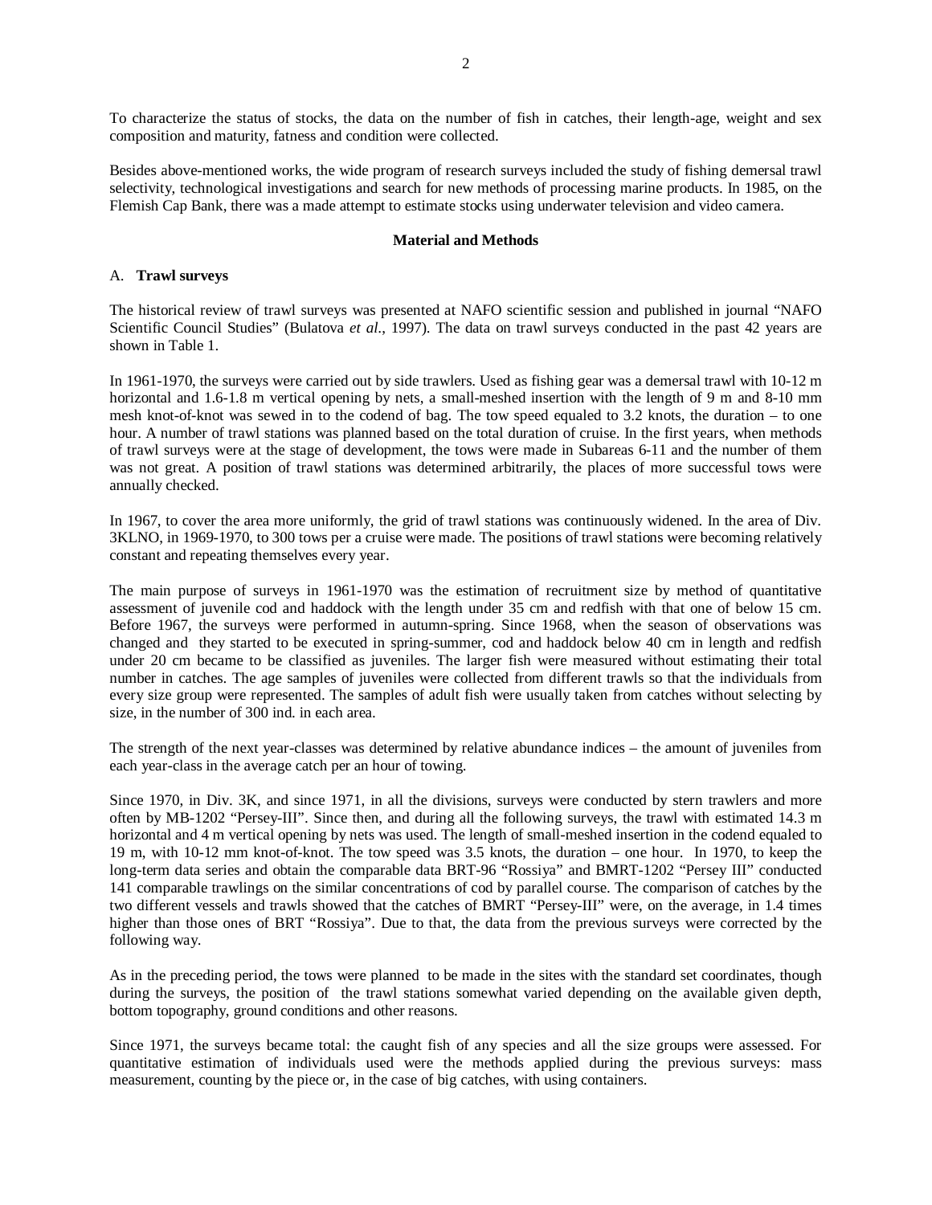To characterize the status of stocks, the data on the number of fish in catches, their length-age, weight and sex composition and maturity, fatness and condition were collected.

Besides above-mentioned works, the wide program of research surveys included the study of fishing demersal trawl selectivity, technological investigations and search for new methods of processing marine products. In 1985, on the Flemish Cap Bank, there was a made attempt to estimate stocks using underwater television and video camera.

## Material and Methods

### A. **Trawl surveys**

The historical review of trawl surveys was presented at NAFO scientific session and published in journal "NAFO Scientific Council Studies" (Bulatova *et al*., 1997). The data on trawl surveys conducted in the past 42 years are shown in Table 1.

In 1961-1970, the surveys were carried out by side trawlers. Used as fishing gear was a demersal trawl with 10-12 m horizontal and 1.6-1.8 m vertical opening by nets, a small-meshed insertion with the length of 9 m and 8-10 mm mesh knot-of-knot was sewed in to the codend of bag. The tow speed equaled to 3.2 knots, the duration – to one hour. A number of trawl stations was planned based on the total duration of cruise. In the first years, when methods of trawl surveys were at the stage of development, the tows were made in Subareas 6-11 and the number of them was not great. A position of trawl stations was determined arbitrarily, the places of more successful tows were annually checked.

In 1967, to cover the area more uniformly, the grid of trawl stations was continuously widened. In the area of Div. 3KLNO, in 1969-1970, to 300 tows per a cruise were made. The positions of trawl stations were becoming relatively constant and repeating themselves every year.

The main purpose of surveys in 1961-1970 was the estimation of recruitment size by method of quantitative assessment of juvenile cod and haddock with the length under 35 cm and redfish with that one of below 15 cm. Before 1967, the surveys were performed in autumn-spring. Since 1968, when the season of observations was changed and they started to be executed in spring-summer, cod and haddock below 40 cm in length and redfish under 20 cm became to be classified as juveniles. The larger fish were measured without estimating their total number in catches. The age samples of juveniles were collected from different trawls so that the individuals from every size group were represented. The samples of adult fish were usually taken from catches without selecting by size, in the number of 300 ind. in each area.

The strength of the next year-classes was determined by relative abundance indices – the amount of juveniles from each year-class in the average catch per an hour of towing.

Since 1970, in Div. 3K, and since 1971, in all the divisions, surveys were conducted by stern trawlers and more often by MB-1202 "Persey-III". Since then, and during all the following surveys, the trawl with estimated 14.3 m horizontal and 4 m vertical opening by nets was used. The length of small-meshed insertion in the codend equaled to 19 m, with 10-12 mm knot-of-knot. The tow speed was 3.5 knots, the duration – one hour. In 1970, to keep the long-term data series and obtain the comparable data BRT-96 "Rossiya" and BMRT-1202 "Persey III" conducted 141 comparable trawlings on the similar concentrations of cod by parallel course. The comparison of catches by the two different vessels and trawls showed that the catches of BMRT "Persey-III" were, on the average, in 1.4 times higher than those ones of BRT "Rossiya". Due to that, the data from the previous surveys were corrected by the following way.

As in the preceding period, the tows were planned to be made in the sites with the standard set coordinates, though during the surveys, the position of the trawl stations somewhat varied depending on the available given depth, bottom topography, ground conditions and other reasons.

Since 1971, the surveys became total: the caught fish of any species and all the size groups were assessed. For quantitative estimation of individuals used were the methods applied during the previous surveys: mass measurement, counting by the piece or, in the case of big catches, with using containers.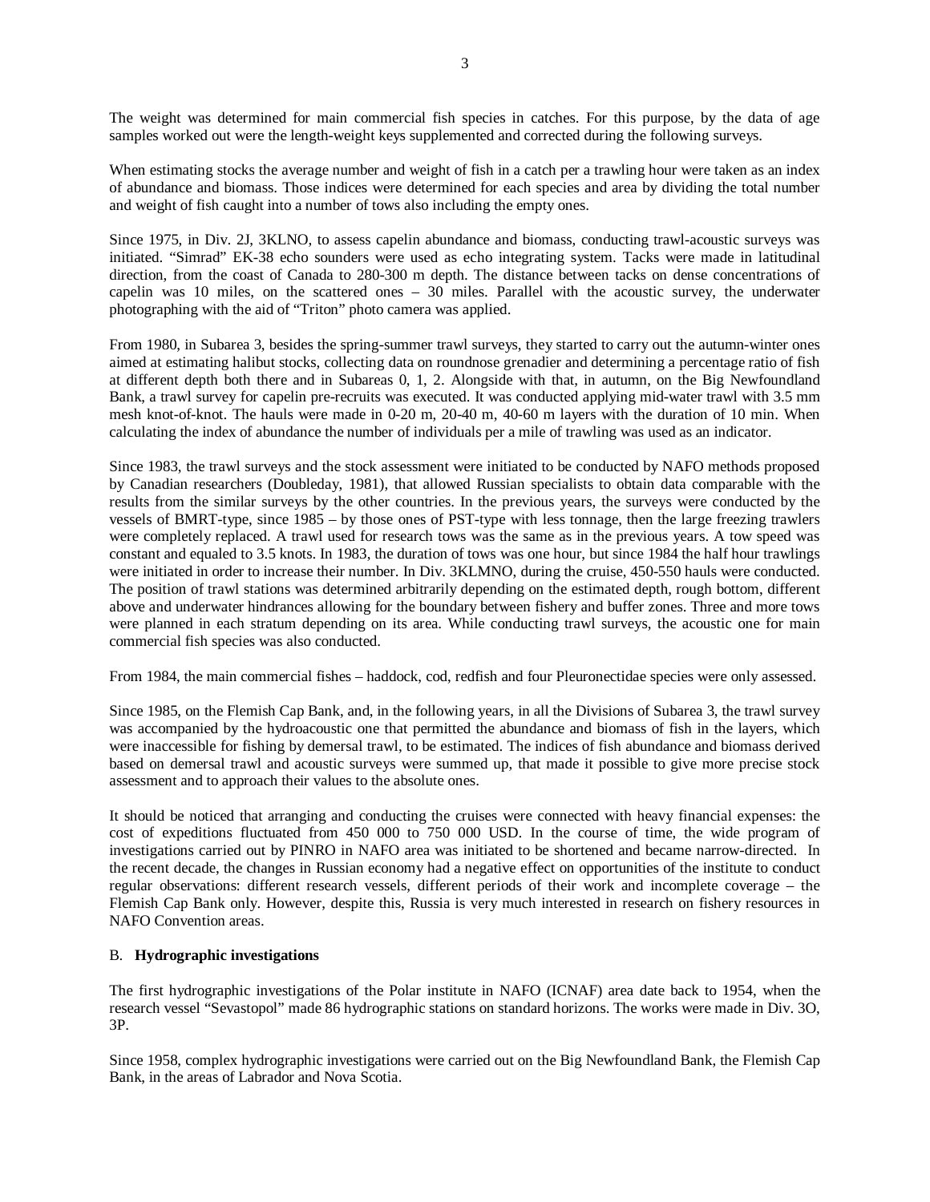The weight was determined for main commercial fish species in catches. For this purpose, by the data of age samples worked out were the length-weight keys supplemented and corrected during the following surveys.

When estimating stocks the average number and weight of fish in a catch per a trawling hour were taken as an index of abundance and biomass. Those indices were determined for each species and area by dividing the total number and weight of fish caught into a number of tows also including the empty ones.

Since 1975, in Div. 2J, 3KLNO, to assess capelin abundance and biomass, conducting trawl-acoustic surveys was initiated. "Simrad" EK-38 echo sounders were used as echo integrating system. Tacks were made in latitudinal direction, from the coast of Canada to 280-300 m depth. The distance between tacks on dense concentrations of capelin was 10 miles, on the scattered ones – 30 miles. Parallel with the acoustic survey, the underwater photographing with the aid of "Triton" photo camera was applied.

From 1980, in Subarea 3, besides the spring-summer trawl surveys, they started to carry out the autumn-winter ones aimed at estimating halibut stocks, collecting data on roundnose grenadier and determining a percentage ratio of fish at different depth both there and in Subareas 0, 1, 2. Alongside with that, in autumn, on the Big Newfoundland Bank, a trawl survey for capelin pre-recruits was executed. It was conducted applying mid-water trawl with 3.5 mm mesh knot-of-knot. The hauls were made in 0-20 m, 20-40 m, 40-60 m layers with the duration of 10 min. When calculating the index of abundance the number of individuals per a mile of trawling was used as an indicator.

Since 1983, the trawl surveys and the stock assessment were initiated to be conducted by NAFO methods proposed by Canadian researchers (Doubleday, 1981), that allowed Russian specialists to obtain data comparable with the results from the similar surveys by the other countries. In the previous years, the surveys were conducted by the vessels of BMRT-type, since 1985 – by those ones of PST-type with less tonnage, then the large freezing trawlers were completely replaced. A trawl used for research tows was the same as in the previous years. A tow speed was constant and equaled to 3.5 knots. In 1983, the duration of tows was one hour, but since 1984 the half hour trawlings were initiated in order to increase their number. In Div. 3KLMNO, during the cruise, 450-550 hauls were conducted. The position of trawl stations was determined arbitrarily depending on the estimated depth, rough bottom, different above and underwater hindrances allowing for the boundary between fishery and buffer zones. Three and more tows were planned in each stratum depending on its area. While conducting trawl surveys, the acoustic one for main commercial fish species was also conducted.

From 1984, the main commercial fishes – haddock, cod, redfish and four Pleuronectidae species were only assessed.

Since 1985, on the Flemish Cap Bank, and, in the following years, in all the Divisions of Subarea 3, the trawl survey was accompanied by the hydroacoustic one that permitted the abundance and biomass of fish in the layers, which were inaccessible for fishing by demersal trawl, to be estimated. The indices of fish abundance and biomass derived based on demersal trawl and acoustic surveys were summed up, that made it possible to give more precise stock assessment and to approach their values to the absolute ones.

It should be noticed that arranging and conducting the cruises were connected with heavy financial expenses: the cost of expeditions fluctuated from 450 000 to 750 000 USD. In the course of time, the wide program of investigations carried out by PINRO in NAFO area was initiated to be shortened and became narrow-directed. In the recent decade, the changes in Russian economy had a negative effect on opportunities of the institute to conduct regular observations: different research vessels, different periods of their work and incomplete coverage – the Flemish Cap Bank only. However, despite this, Russia is very much interested in research on fishery resources in NAFO Convention areas.

## B. **Hydrographic investigations**

The first hydrographic investigations of the Polar institute in NAFO (ICNAF) area date back to 1954, when the research vessel "Sevastopol" made 86 hydrographic stations on standard horizons. The works were made in Div. 3O, 3P.

Since 1958, complex hydrographic investigations were carried out on the Big Newfoundland Bank, the Flemish Cap Bank, in the areas of Labrador and Nova Scotia.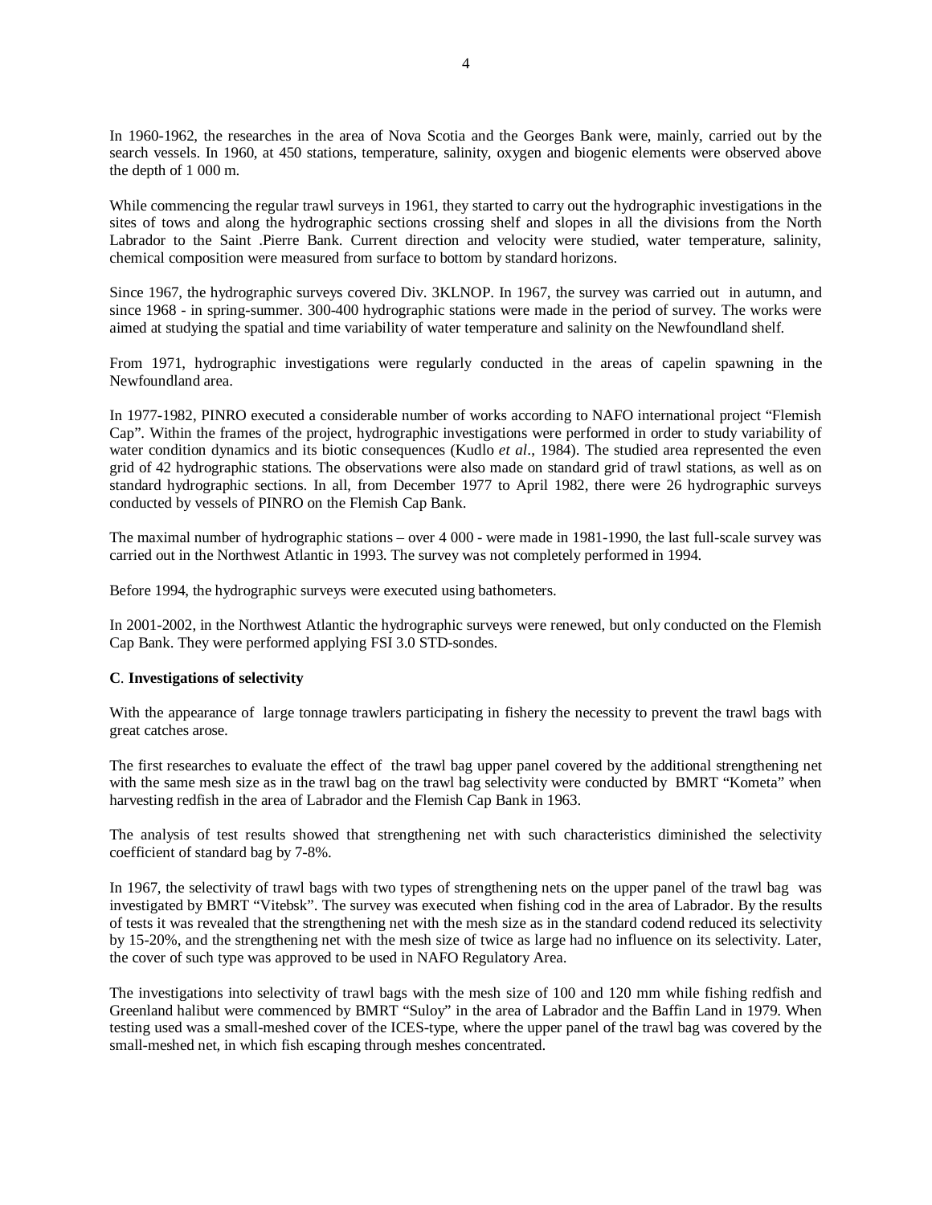In 1960-1962, the researches in the area of Nova Scotia and the Georges Bank were, mainly, carried out by the search vessels. In 1960, at 450 stations, temperature, salinity, oxygen and biogenic elements were observed above the depth of 1 000 m.

While commencing the regular trawl surveys in 1961, they started to carry out the hydrographic investigations in the sites of tows and along the hydrographic sections crossing shelf and slopes in all the divisions from the North Labrador to the Saint .Pierre Bank. Current direction and velocity were studied, water temperature, salinity, chemical composition were measured from surface to bottom by standard horizons.

Since 1967, the hydrographic surveys covered Div. 3KLNOP. In 1967, the survey was carried out in autumn, and since 1968 - in spring-summer. 300-400 hydrographic stations were made in the period of survey. The works were aimed at studying the spatial and time variability of water temperature and salinity on the Newfoundland shelf.

From 1971, hydrographic investigations were regularly conducted in the areas of capelin spawning in the Newfoundland area.

In 1977-1982, PINRO executed a considerable number of works according to NAFO international project "Flemish Cap". Within the frames of the project, hydrographic investigations were performed in order to study variability of water condition dynamics and its biotic consequences (Kudlo *et al*., 1984). The studied area represented the even grid of 42 hydrographic stations. The observations were also made on standard grid of trawl stations, as well as on standard hydrographic sections. In all, from December 1977 to April 1982, there were 26 hydrographic surveys conducted by vessels of PINRO on the Flemish Cap Bank.

The maximal number of hydrographic stations – over 4 000 - were made in 1981-1990, the last full-scale survey was carried out in the Northwest Atlantic in 1993. The survey was not completely performed in 1994.

Before 1994, the hydrographic surveys were executed using bathometers.

In 2001-2002, in the Northwest Atlantic the hydrographic surveys were renewed, but only conducted on the Flemish Cap Bank. They were performed applying FSI 3.0 STD-sondes.

**C**. **Investigations of selectivity**

With the appearance of large tonnage trawlers participating in fishery the necessity to prevent the trawl bags with great catches arose.

The first researches to evaluate the effect of the trawl bag upper panel covered by the additional strengthening net with the same mesh size as in the trawl bag on the trawl bag selectivity were conducted by BMRT "Kometa" when harvesting redfish in the area of Labrador and the Flemish Cap Bank in 1963.

The analysis of test results showed that strengthening net with such characteristics diminished the selectivity coefficient of standard bag by 7-8%.

In 1967, the selectivity of trawl bags with two types of strengthening nets on the upper panel of the trawl bag was investigated by BMRT "Vitebsk". The survey was executed when fishing cod in the area of Labrador. By the results of tests it was revealed that the strengthening net with the mesh size as in the standard codend reduced its selectivity by 15-20%, and the strengthening net with the mesh size of twice as large had no influence on its selectivity. Later, the cover of such type was approved to be used in NAFO Regulatory Area.

The investigations into selectivity of trawl bags with the mesh size of 100 and 120 mm while fishing redfish and Greenland halibut were commenced by BMRT "Suloy" in the area of Labrador and the Baffin Land in 1979. When testing used was a small-meshed cover of the ICES-type, where the upper panel of the trawl bag was covered by the small-meshed net, in which fish escaping through meshes concentrated.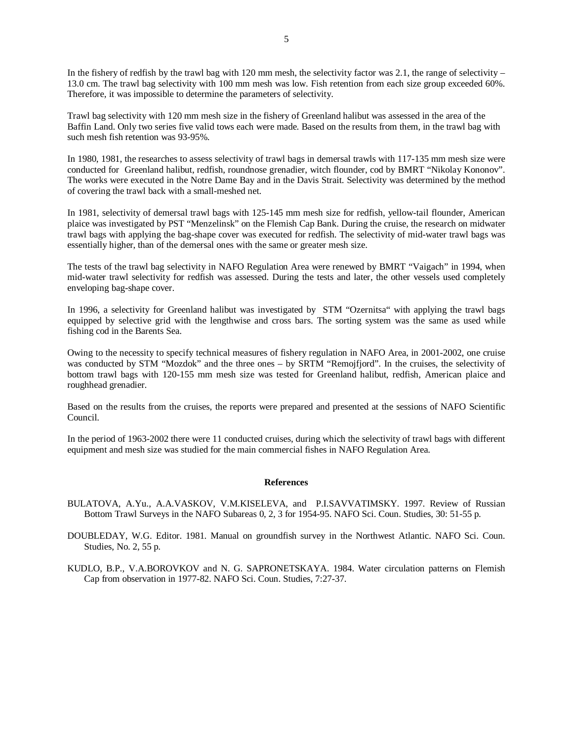In the fishery of redfish by the trawl bag with 120 mm mesh, the selectivity factor was 2.1, the range of selectivity – 13.0 cm. The trawl bag selectivity with 100 mm mesh was low. Fish retention from each size group exceeded 60%. Therefore, it was impossible to determine the parameters of selectivity.

Trawl bag selectivity with 120 mm mesh size in the fishery of Greenland halibut was assessed in the area of the Baffin Land. Only two series five valid tows each were made. Based on the results from them, in the trawl bag with such mesh fish retention was 93-95%.

In 1980, 1981, the researches to assess selectivity of trawl bags in demersal trawls with 117-135 mm mesh size were conducted for Greenland halibut, redfish, roundnose grenadier, witch flounder, cod by BMRT "Nikolay Kononov". The works were executed in the Notre Dame Bay and in the Davis Strait. Selectivity was determined by the method of covering the trawl back with a small-meshed net.

In 1981, selectivity of demersal trawl bags with 125-145 mm mesh size for redfish, yellow-tail flounder, American plaice was investigated by PST "Menzelinsk" on the Flemish Cap Bank. During the cruise, the research on midwater trawl bags with applying the bag-shape cover was executed for redfish. The selectivity of mid-water trawl bags was essentially higher, than of the demersal ones with the same or greater mesh size.

The tests of the trawl bag selectivity in NAFO Regulation Area were renewed by BMRT "Vaigach" in 1994, when mid-water trawl selectivity for redfish was assessed. During the tests and later, the other vessels used completely enveloping bag-shape cover.

In 1996, a selectivity for Greenland halibut was investigated by STM "Ozernitsa" with applying the trawl bags equipped by selective grid with the lengthwise and cross bars. The sorting system was the same as used while fishing cod in the Barents Sea.

Owing to the necessity to specify technical measures of fishery regulation in NAFO Area, in 2001-2002, one cruise was conducted by STM "Mozdok" and the three ones – by SRTM "Remojfjord". In the cruises, the selectivity of bottom trawl bags with 120-155 mm mesh size was tested for Greenland halibut, redfish, American plaice and roughhead grenadier.

Based on the results from the cruises, the reports were prepared and presented at the sessions of NAFO Scientific Council.

In the period of 1963-2002 there were 11 conducted cruises, during which the selectivity of trawl bags with different equipment and mesh size was studied for the main commercial fishes in NAFO Regulation Area.

## References

BULATOVA, A.Yu., A.A.VASKOV, V.M.KISELEVA, and P.I.SAVVATIMSKY. 1997. Review of Russian Bottom Trawl Surveys in the NAFO Subareas 0, 2, 3 for 1954-95. NAFO Sci. Coun. Studies, 30: 51-55 p.

DOUBLEDAY, W.G. Editor. 1981. Manual on groundfish survey in the Northwest Atlantic. NAFO Sci. Coun. Studies, No. 2, 55 p.

KUDLO, B.P., V.A.BOROVKOV and N. G. SAPRONETSKAYA. 1984. Water circulation patterns on Flemish Cap from observation in 1977-82. NAFO Sci. Coun. Studies, 7:27-37.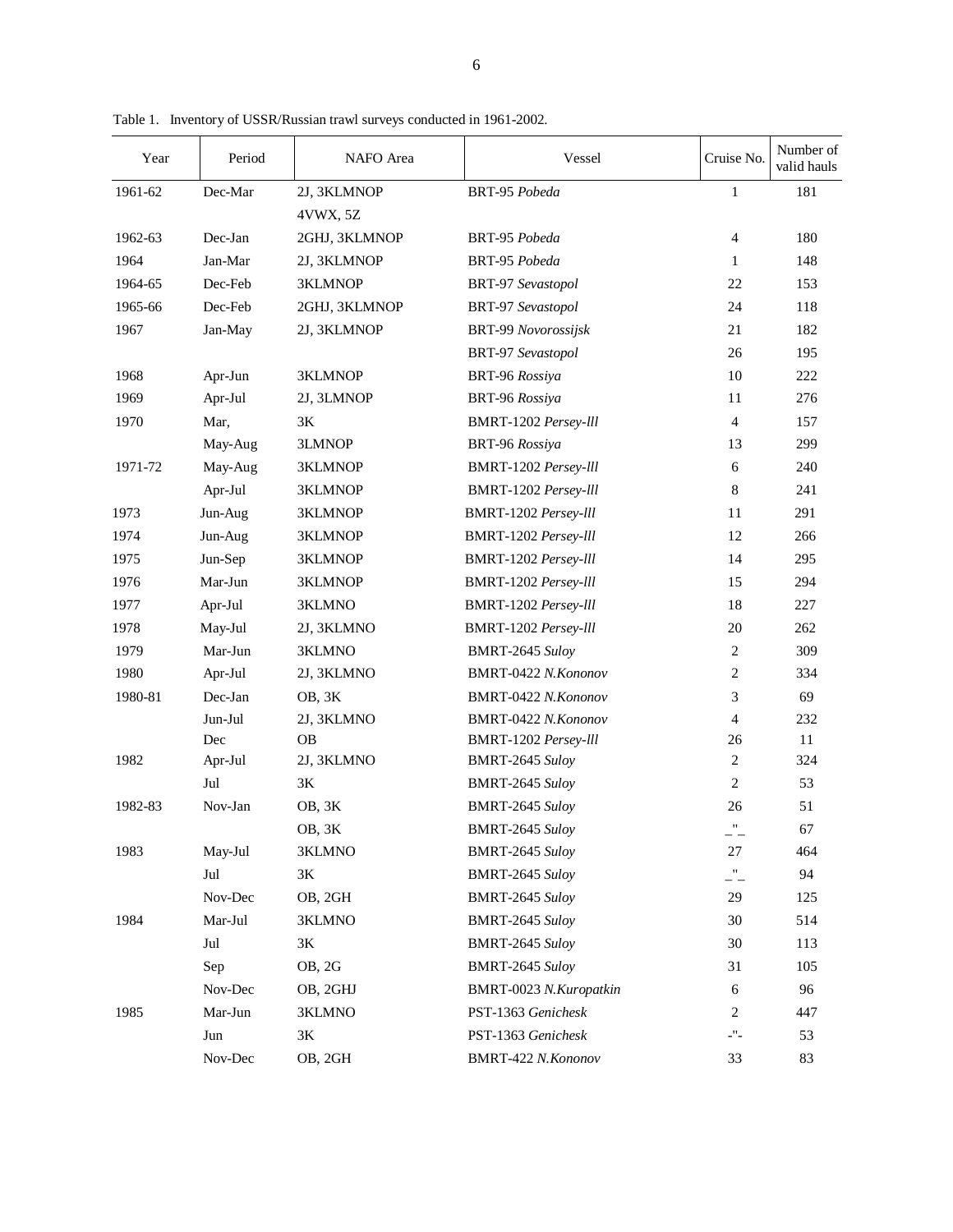Table 1. Inventory of USSR/Russian trawl surveys conducted in 1961-2002.

| Year | Period | NAFO Area | Vessel | Cruise No. | Number of valid hauls |
|---|---|---|---|---|---|
| 1961-62 | Dec-Mar | 2J, 3KLMNOP 4VWX, 5Z | BRT-95 *Pobeda* | 1 | 181 |
| 1962-63 | Dec-Jan | 2GHJ, 3KLMNOP | BRT-95 *Pobeda* | 4 | 180 |
| 1964 | Jan-Mar | 2J, 3KLMNOP | BRT-95 *Pobeda* | 1 | 148 |
| 1964-65 | Dec-Feb | 3KLMNOP | BRT-97 *Sevastopol* | 22 | 153 |
| 1965-66 | Dec-Feb | 2GHJ, 3KLMNOP | BRT-97 *Sevastopol* | 24 | 118 |
| 1967 | Jan-May | 2J, 3KLMNOP | BRT-99 *Novorossijsk* | 21 | 182 |
| | | | BRT-97 *Sevastopol* | 26 | 195 |
| 1968 | Apr-Jun | 3KLMNOP | BRT-96 *Rossiya* | 10 | 222 |
| 1969 | Apr-Jul | 2J, 3LMNOP | BRT-96 *Rossiya* | 11 | 276 |
| 1970 | Mar, | 3K | BMRT-1202 *Persey-lll* | 4 | 157 |
| | May-Aug | 3LMNOP | BRT-96 *Rossiya* | 13 | 299 |
| 1971-72 | May-Aug | 3KLMNOP | BMRT-1202 *Persey-lll* | 6 | 240 |
| | Apr-Jul | 3KLMNOP | BMRT-1202 *Persey-lll* | 8 | 241 |
| 1973 | Jun-Aug | 3KLMNOP | BMRT-1202 *Persey-lll* | 11 | 291 |
| 1974 | Jun-Aug | 3KLMNOP | BMRT-1202 *Persey-lll* | 12 | 266 |
| 1975 | Jun-Sep | 3KLMNOP | BMRT-1202 *Persey-lll* | 14 | 295 |
| 1976 | Mar-Jun | 3KLMNOP | BMRT-1202 *Persey-lll* | 15 | 294 |
| 1977 | Apr-Jul | 3KLMNO | BMRT-1202 *Persey-lll* | 18 | 227 |
| 1978 | May-Jul | 2J, 3KLMNO | BMRT-1202 *Persey-lll* | 20 | 262 |
| 1979 | Mar-Jun | 3KLMNO | BMRT-2645 *Suloy* | 2 | 309 |
| 1980 | Apr-Jul | 2J, 3KLMNO | BMRT-0422 *N.Kononov* | 2 | 334 |
| 1980-81 | Dec-Jan | OB, 3K | BMRT-0422 *N.Kononov* | 3 | 69 |
| | Jun-Jul | 2J, 3KLMNO | BMRT-0422 *N.Kononov* | 4 | 232 |
| | Dec | OB | BMRT-1202 *Persey-lll* | 26 | 11 |
| 1982 | Apr-Jul | 2J, 3KLMNO | BMRT-2645 *Suloy* | 2 | 324 |
| | Jul | 3K | BMRT-2645 *Suloy* | 2 | 53 |
| 1982-83 | Nov-Jan | OB, 3K | BMRT-2645 *Suloy* | 26 | 51 |
| | | OB, 3K | BMRT-2645 *Suloy* | _"_ | 67 |
| 1983 | May-Jul | 3KLMNO | BMRT-2645 *Suloy* | 27 | 464 |
| | Jul | 3K | BMRT-2645 *Suloy* | _"_ | 94 |
| | Nov-Dec | OB, 2GH | BMRT-2645 *Suloy* | 29 | 125 |
| 1984 | Mar-Jul | 3KLMNO | BMRT-2645 *Suloy* | 30 | 514 |
| | Jul | 3K | BMRT-2645 *Suloy* | 30 | 113 |
| | Sep | OB, 2G | BMRT-2645 *Suloy* | 31 | 105 |
| | Nov-Dec | OB, 2GHJ | BMRT-0023 *N.Kuropatkin* | 6 | 96 |
| 1985 | Mar-Jun | 3KLMNO | PST-1363 *Genichesk* | 2 | 447 |
| | Jun | 3K | PST-1363 *Genichesk* | -"- | 53 |
| | Nov-Dec | OB, 2GH | BMRT-422 *N.Kononov* | 33 | 83 |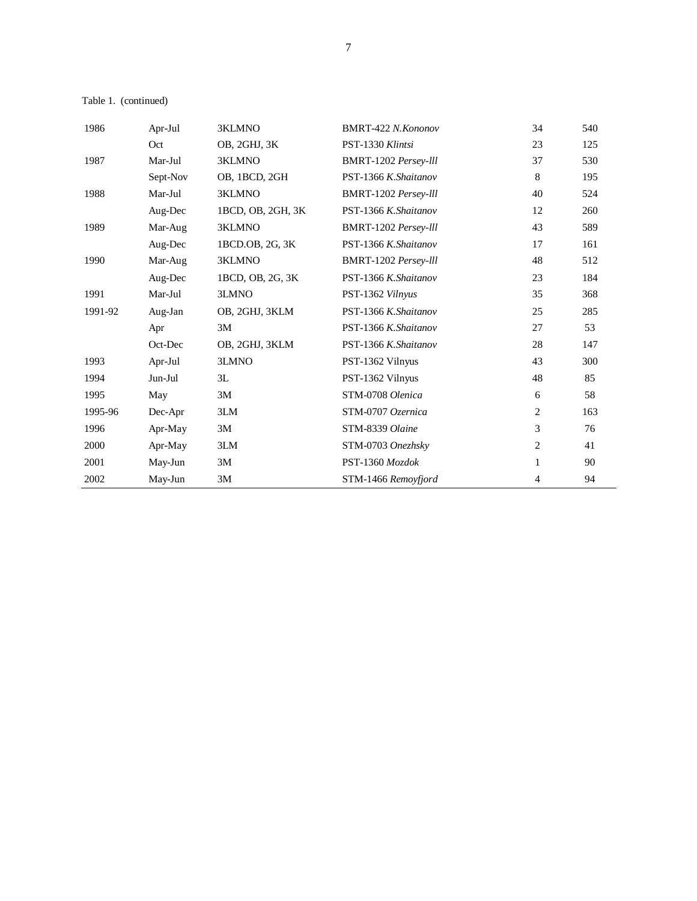Table 1. (continued)

| | | | | | |
|---|---|---|---|---|---|
| 1986 | Apr-Jul | 3KLMNO | BMRT-422 *N.Kononov* | 34 | 540 |
| | Oct | OB, 2GHJ, 3K | PST-1330 *Klintsi* | 23 | 125 |
| 1987 | Mar-Jul | 3KLMNO | BMRT-1202 *Persey-lll* | 37 | 530 |
| | Sept-Nov | OB, 1BCD, 2GH | PST-1366 *K.Shaitanov* | 8 | 195 |
| 1988 | Mar-Jul | 3KLMNO | BMRT-1202 *Persey-lll* | 40 | 524 |
| | Aug-Dec | 1BCD, OB, 2GH, 3K | PST-1366 *K.Shaitanov* | 12 | 260 |
| 1989 | Mar-Aug | 3KLMNO | BMRT-1202 *Persey-lll* | 43 | 589 |
| | Aug-Dec | 1BCD.OB, 2G, 3K | PST-1366 *K.Shaitanov* | 17 | 161 |
| 1990 | Mar-Aug | 3KLMNO | BMRT-1202 *Persey-lll* | 48 | 512 |
| | Aug-Dec | 1BCD, OB, 2G, 3K | PST-1366 *K.Shaitanov* | 23 | 184 |
| 1991 | Mar-Jul | 3LMNO | PST-1362 *Vilnyus* | 35 | 368 |
| 1991-92 | Aug-Jan | OB, 2GHJ, 3KLM | PST-1366 *K.Shaitanov* | 25 | 285 |
| | Apr | 3M | PST-1366 *K.Shaitanov* | 27 | 53 |
| | Oct-Dec | OB, 2GHJ, 3KLM | PST-1366 *K.Shaitanov* | 28 | 147 |
| 1993 | Apr-Jul | 3LMNO | PST-1362 Vilnyus | 43 | 300 |
| 1994 | Jun-Jul | 3L | PST-1362 Vilnyus | 48 | 85 |
| 1995 | May | 3M | STM-0708 *Olenica* | 6 | 58 |
| 1995-96 | Dec-Apr | 3LM | STM-0707 *Ozernica* | 2 | 163 |
| 1996 | Apr-May | 3M | STM-8339 *Olaine* | 3 | 76 |
| 2000 | Apr-May | 3LM | STM-0703 *Onezhsky* | 2 | 41 |
| 2001 | May-Jun | 3M | PST-1360 *Mozdok* | 1 | 90 |
| 2002 | May-Jun | 3M | STM-1466 *Remoyfjord* | 4 | 94 |